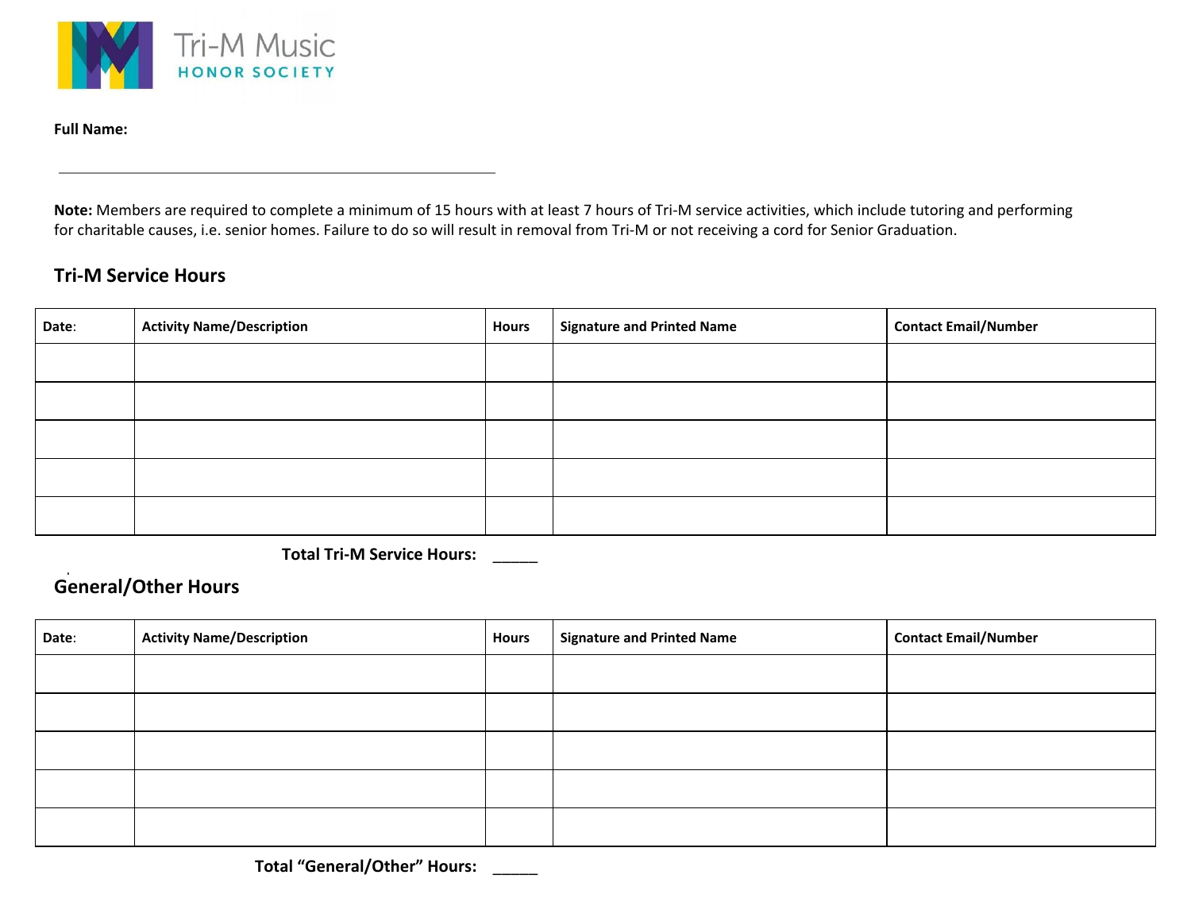Tri-M Music
HONOR SOCIETY

**Full Name:**

______________________________________________

**Note:** Members are required to complete a minimum of 15 hours with at least 7 hours of Tri-M service activities, which include tutoring and performing for charitable causes, i.e. senior homes. Failure to do so will result in removal from Tri-M or not receiving a cord for Senior Graduation.

## Tri-M Service Hours

| Date: | Activity Name/Description | Hours | Signature and Printed Name | Contact Email/Number |
|---|---|---|---|---|
| | | | | |
| | | | | |
| | | | | |
| | | | | |
| | | | | |

**Total Tri-M Service Hours:** _____

## General/Other Hours

| Date: | Activity Name/Description | Hours | Signature and Printed Name | Contact Email/Number |
|---|---|---|---|---|
| | | | | |
| | | | | |
| | | | | |
| | | | | |
| | | | | |

**Total "General/Other" Hours:** _____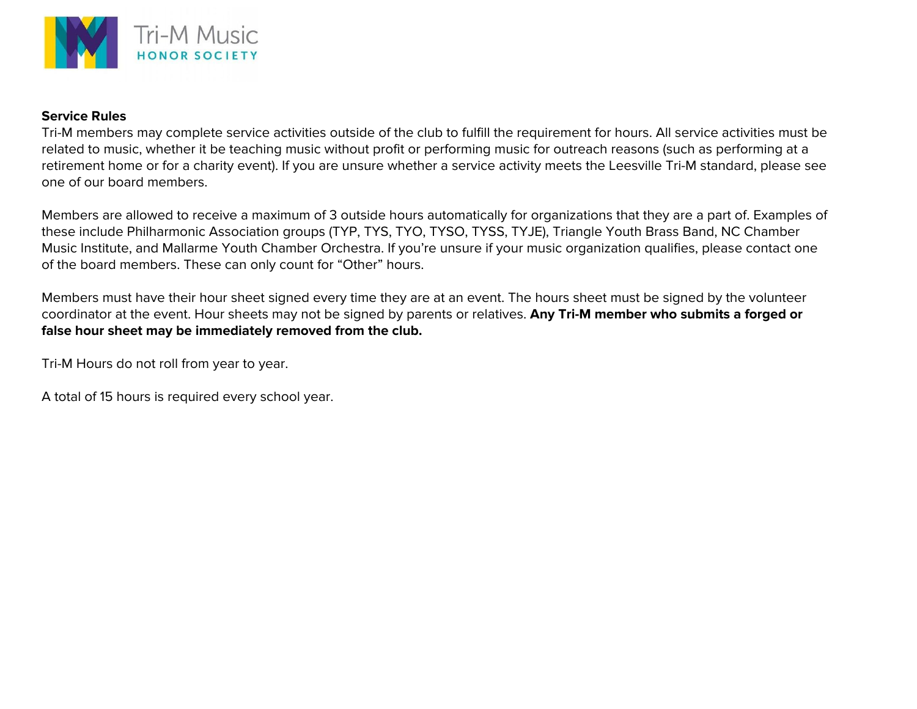**Service Rules**

Tri-M members may complete service activities outside of the club to fulfill the requirement for hours. All service activities must be related to music, whether it be teaching music without profit or performing music for outreach reasons (such as performing at a retirement home or for a charity event). If you are unsure whether a service activity meets the Leesville Tri-M standard, please see one of our board members.

Members are allowed to receive a maximum of 3 outside hours automatically for organizations that they are a part of. Examples of these include Philharmonic Association groups (TYP, TYS, TYO, TYSO, TYSS, TYJE), Triangle Youth Brass Band, NC Chamber Music Institute, and Mallarme Youth Chamber Orchestra. If you're unsure if your music organization qualifies, please contact one of the board members. These can only count for "Other" hours.

Members must have their hour sheet signed every time they are at an event. The hours sheet must be signed by the volunteer coordinator at the event. Hour sheets may not be signed by parents or relatives. **Any Tri-M member who submits a forged or false hour sheet may be immediately removed from the club.**

Tri-M Hours do not roll from year to year.

A total of 15 hours is required every school year.